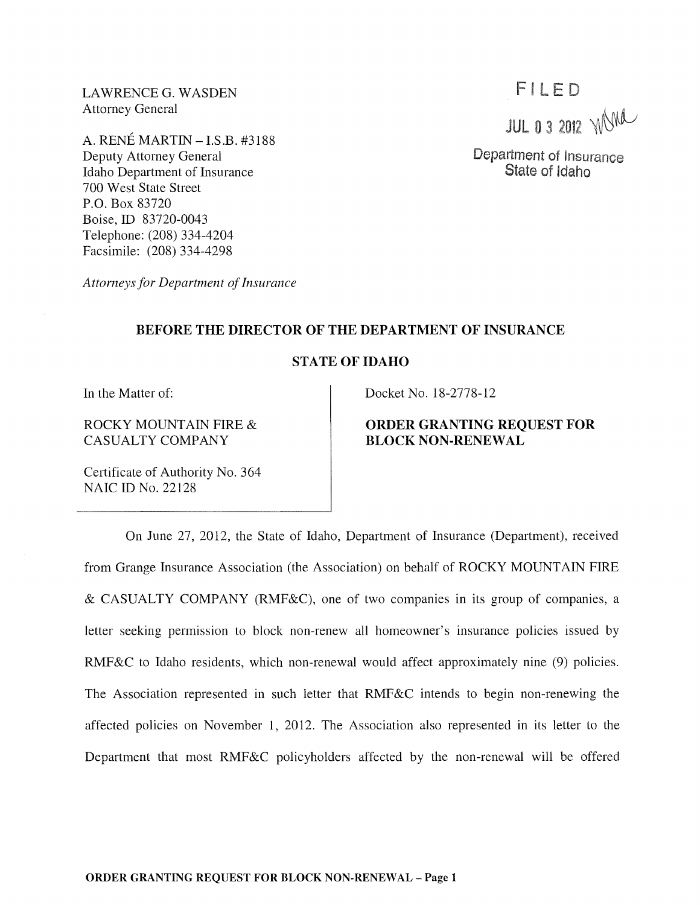LAWRENCE G. WASDEN
Attorney General

A. RENÉ MARTIN – I.S.B. #3188
Deputy Attorney General
Idaho Department of Insurance
700 West State Street
P.O. Box 83720
Boise, ID 83720-0043
Telephone: (208) 334-4204
Facsimile: (208) 334-4298

*Attorneys for Department of Insurance*

FILED
JUL 03 2012
Department of Insurance
State of Idaho

**BEFORE THE DIRECTOR OF THE DEPARTMENT OF INSURANCE**

**STATE OF IDAHO**

In the Matter of:

ROCKY MOUNTAIN FIRE & CASUALTY COMPANY

Certificate of Authority No. 364
NAIC ID No. 22128

Docket No. 18-2778-12

**ORDER GRANTING REQUEST FOR BLOCK NON-RENEWAL**

On June 27, 2012, the State of Idaho, Department of Insurance (Department), received from Grange Insurance Association (the Association) on behalf of ROCKY MOUNTAIN FIRE & CASUALTY COMPANY (RMF&C), one of two companies in its group of companies, a letter seeking permission to block non-renew all homeowner's insurance policies issued by RMF&C to Idaho residents, which non-renewal would affect approximately nine (9) policies. The Association represented in such letter that RMF&C intends to begin non-renewing the affected policies on November 1, 2012. The Association also represented in its letter to the Department that most RMF&C policyholders affected by the non-renewal will be offered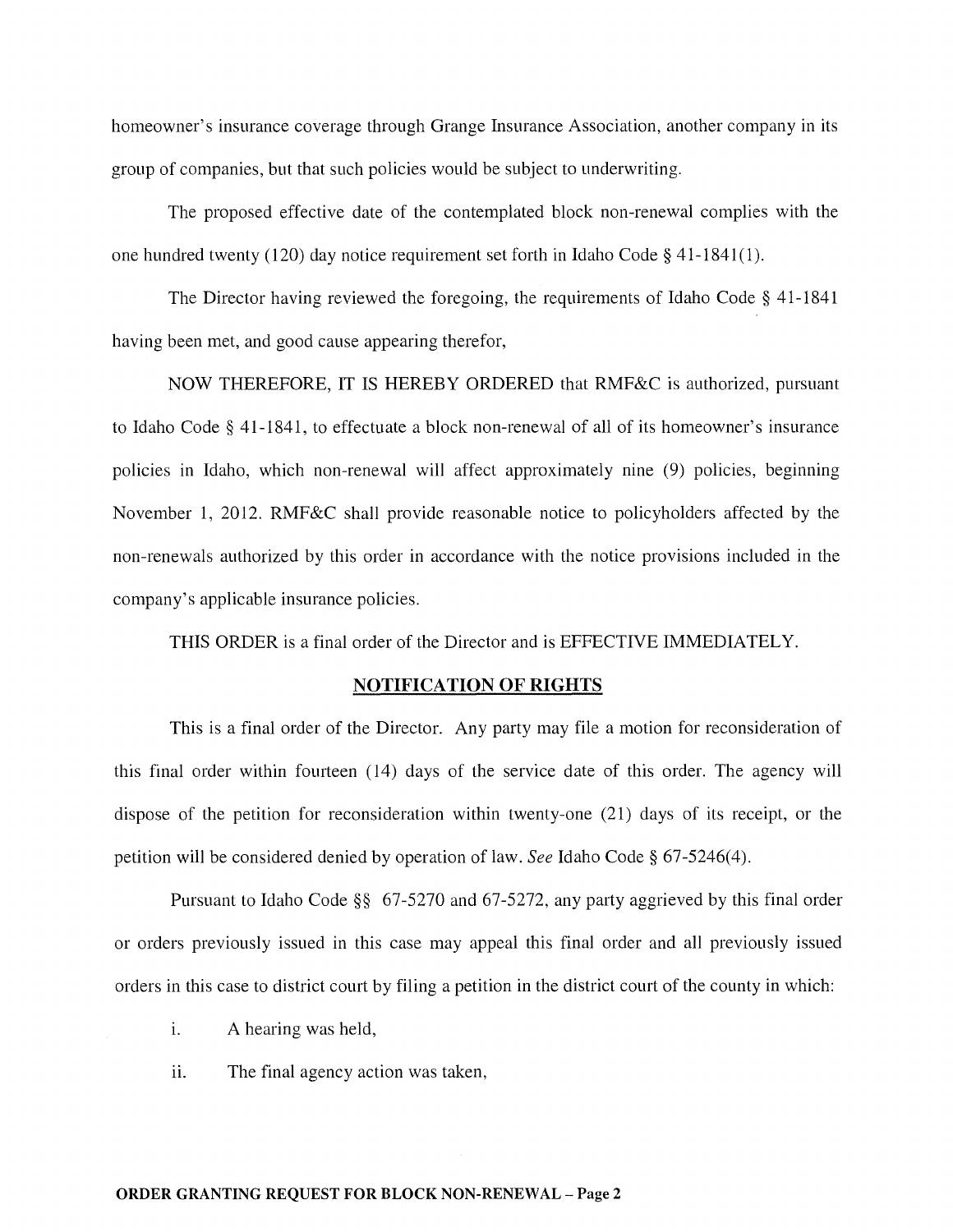homeowner's insurance coverage through Grange Insurance Association, another company in its group of companies, but that such policies would be subject to underwriting.

The proposed effective date of the contemplated block non-renewal complies with the one hundred twenty (120) day notice requirement set forth in Idaho Code § 41-1841(1).

The Director having reviewed the foregoing, the requirements of Idaho Code § 41-1841 having been met, and good cause appearing therefor,

NOW THEREFORE, IT IS HEREBY ORDERED that RMF&C is authorized, pursuant to Idaho Code § 41-1841, to effectuate a block non-renewal of all of its homeowner's insurance policies in Idaho, which non-renewal will affect approximately nine (9) policies, beginning November 1, 2012. RMF&C shall provide reasonable notice to policyholders affected by the non-renewals authorized by this order in accordance with the notice provisions included in the company's applicable insurance policies.

THIS ORDER is a final order of the Director and is EFFECTIVE IMMEDIATELY.

## NOTIFICATION OF RIGHTS

This is a final order of the Director. Any party may file a motion for reconsideration of this final order within fourteen (14) days of the service date of this order. The agency will dispose of the petition for reconsideration within twenty-one (21) days of its receipt, or the petition will be considered denied by operation of law. *See* Idaho Code § 67-5246(4).

Pursuant to Idaho Code §§ 67-5270 and 67-5272, any party aggrieved by this final order or orders previously issued in this case may appeal this final order and all previously issued orders in this case to district court by filing a petition in the district court of the county in which:

i. A hearing was held,

ii. The final agency action was taken,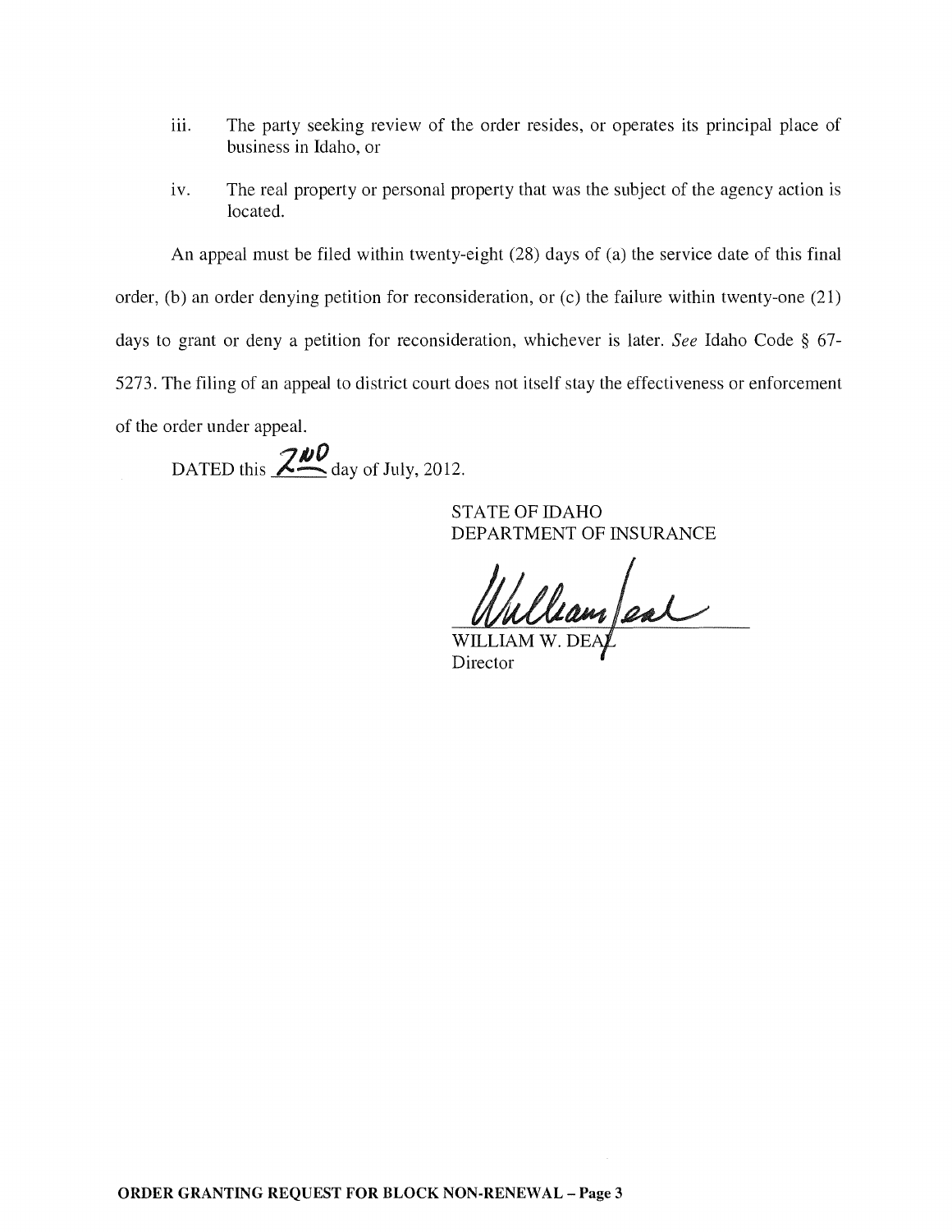iii. The party seeking review of the order resides, or operates its principal place of business in Idaho, or

iv. The real property or personal property that was the subject of the agency action is located.

An appeal must be filed within twenty-eight (28) days of (a) the service date of this final order, (b) an order denying petition for reconsideration, or (c) the failure within twenty-one (21) days to grant or deny a petition for reconsideration, whichever is later. *See* Idaho Code § 67-5273. The filing of an appeal to district court does not itself stay the effectiveness or enforcement of the order under appeal.

DATED this 2ND day of July, 2012.

STATE OF IDAHO
DEPARTMENT OF INSURANCE

WILLIAM W. DEAL
Director

**ORDER GRANTING REQUEST FOR BLOCK NON-RENEWAL – Page 3**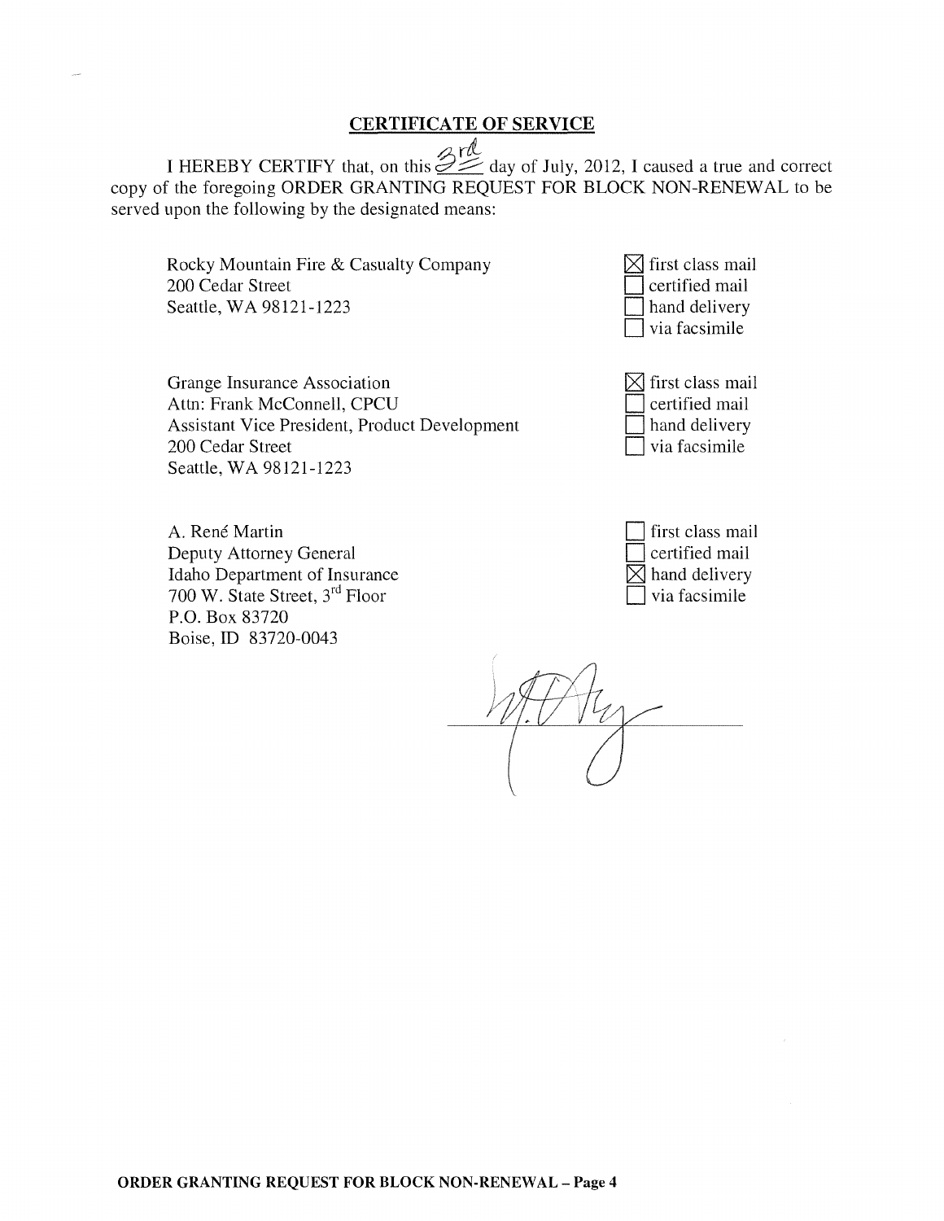## CERTIFICATE OF SERVICE

I HEREBY CERTIFY that, on this 3rd day of July, 2012, I caused a true and correct copy of the foregoing ORDER GRANTING REQUEST FOR BLOCK NON-RENEWAL to be served upon the following by the designated means:

| | |
|---|---|
| Rocky Mountain Fire & Casualty Company<br>200 Cedar Street<br>Seattle, WA 98121-1223 | ☒ first class mail<br>☐ certified mail<br>☐ hand delivery<br>☐ via facsimile |
| Grange Insurance Association<br>Attn: Frank McConnell, CPCU<br>Assistant Vice President, Product Development<br>200 Cedar Street<br>Seattle, WA 98121-1223 | ☒ first class mail<br>☐ certified mail<br>☐ hand delivery<br>☐ via facsimile |
| A. René Martin<br>Deputy Attorney General<br>Idaho Department of Insurance<br>700 W. State Street, 3rd Floor<br>P.O. Box 83720<br>Boise, ID 83720-0043 | ☐ first class mail<br>☐ certified mail<br>☒ hand delivery<br>☐ via facsimile |

_________________________

**ORDER GRANTING REQUEST FOR BLOCK NON-RENEWAL – Page 4**